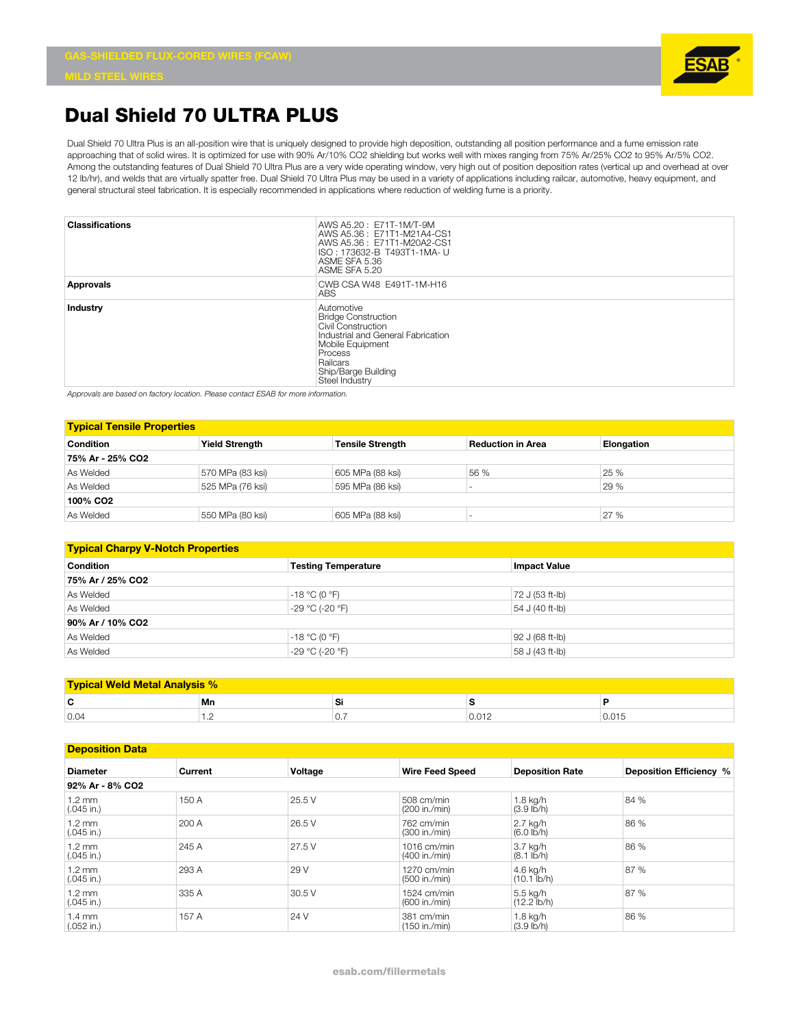GAS-SHIELDED FLUX-CORED WIRES (FCAW)

MILD STEEL WIRES

# Dual Shield 70 ULTRA PLUS

Dual Shield 70 Ultra Plus is an all-position wire that is uniquely designed to provide high deposition, outstanding all position performance and a fume emission rate approaching that of solid wires. It is optimized for use with 90% Ar/10% CO2 shielding but works well with mixes ranging from 75% Ar/25% CO2 to 95% Ar/5% CO2. Among the outstanding features of Dual Shield 70 Ultra Plus are a very wide operating window, very high out of position deposition rates (vertical up and overhead at over 12 lb/hr), and welds that are virtually spatter free. Dual Shield 70 Ultra Plus may be used in a variety of applications including railcar, automotive, heavy equipment, and general structural steel fabrication. It is especially recommended in applications where reduction of welding fume is a priority.

| | |
|---|---|
| **Classifications** | AWS A5.20 : E71T-1M/T-9M<br>AWS A5.36 : E71T1-M21A4-CS1<br>AWS A5.36 : E71T1-M20A2-CS1<br>ISO : 173632-B T493T1-1MA- U<br>ASME SFA 5.36<br>ASME SFA 5.20 |
| **Approvals** | CWB CSA W48 E491T-1M-H16<br>ABS |
| **Industry** | Automotive<br>Bridge Construction<br>Civil Construction<br>Industrial and General Fabrication<br>Mobile Equipment<br>Process<br>Railcars<br>Ship/Barge Building<br>Steel Industry |

*Approvals are based on factory location. Please contact ESAB for more information.*

## Typical Tensile Properties

| Condition | Yield Strength | Tensile Strength | Reduction in Area | Elongation |
|---|---|---|---|---|
| **75% Ar - 25% CO2** | | | | |
| As Welded | 570 MPa (83 ksi) | 605 MPa (88 ksi) | 56 % | 25 % |
| As Welded | 525 MPa (76 ksi) | 595 MPa (86 ksi) | - | 29 % |
| **100% CO2** | | | | |
| As Welded | 550 MPa (80 ksi) | 605 MPa (88 ksi) | - | 27 % |

## Typical Charpy V-Notch Properties

| Condition | Testing Temperature | Impact Value |
|---|---|---|
| **75% Ar / 25% CO2** | | |
| As Welded | -18 °C (0 °F) | 72 J (53 ft-lb) |
| As Welded | -29 °C (-20 °F) | 54 J (40 ft-lb) |
| **90% Ar / 10% CO2** | | |
| As Welded | -18 °C (0 °F) | 92 J (68 ft-lb) |
| As Welded | -29 °C (-20 °F) | 58 J (43 ft-lb) |

## Typical Weld Metal Analysis %

| C | Mn | Si | S | P |
|---|---|---|---|---|
| 0.04 | 1.2 | 0.7 | 0.012 | 0.015 |

## Deposition Data

| Diameter | Current | Voltage | Wire Feed Speed | Deposition Rate | Deposition Efficiency % |
|---|---|---|---|---|---|
| **92% Ar - 8% CO2** | | | | | |
| 1.2 mm (.045 in.) | 150 A | 25.5 V | 508 cm/min (200 in./min) | 1.8 kg/h (3.9 lb/h) | 84 % |
| 1.2 mm (.045 in.) | 200 A | 26.5 V | 762 cm/min (300 in./min) | 2.7 kg/h (6.0 lb/h) | 86 % |
| 1.2 mm (.045 in.) | 245 A | 27.5 V | 1016 cm/min (400 in./min) | 3.7 kg/h (8.1 lb/h) | 86 % |
| 1.2 mm (.045 in.) | 293 A | 29 V | 1270 cm/min (500 in./min) | 4.6 kg/h (10.1 lb/h) | 87 % |
| 1.2 mm (.045 in.) | 335 A | 30.5 V | 1524 cm/min (600 in./min) | 5.5 kg/h (12.2 lb/h) | 87 % |
| 1.4 mm (.052 in.) | 157 A | 24 V | 381 cm/min (150 in./min) | 1.8 kg/h (3.9 lb/h) | 86 % |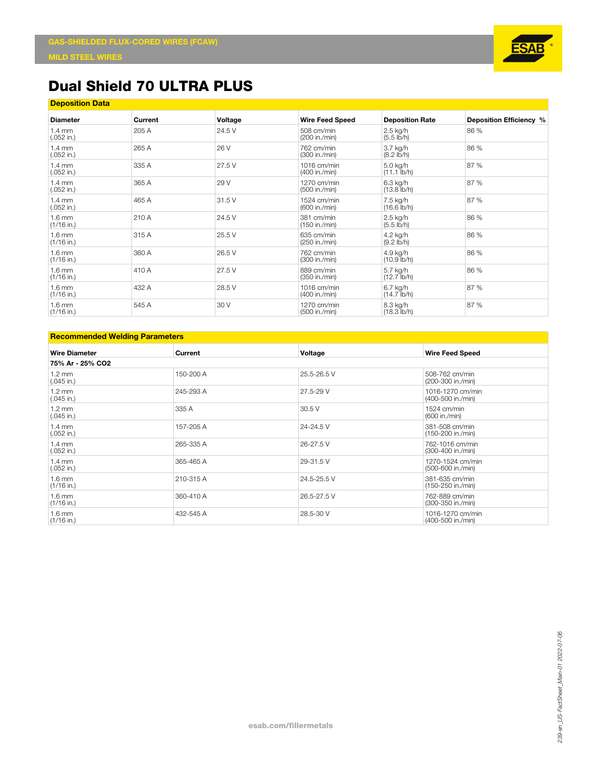# Dual Shield 70 ULTRA PLUS

## Deposition Data

| Diameter | Current | Voltage | Wire Feed Speed | Deposition Rate | Deposition Efficiency % |
|---|---|---|---|---|---|
| 1.4 mm (.052 in.) | 205 A | 24.5 V | 508 cm/min (200 in./min) | 2.5 kg/h (5.5 lb/h) | 86 % |
| 1.4 mm (.052 in.) | 265 A | 26 V | 762 cm/min (300 in./min) | 3.7 kg/h (8.2 lb/h) | 86 % |
| 1.4 mm (.052 in.) | 335 A | 27.5 V | 1016 cm/min (400 in./min) | 5.0 kg/h (11.1 lb/h) | 87 % |
| 1.4 mm (.052 in.) | 365 A | 29 V | 1270 cm/min (500 in./min) | 6.3 kg/h (13.8 lb/h) | 87 % |
| 1.4 mm (.052 in.) | 465 A | 31.5 V | 1524 cm/min (600 in./min) | 7.5 kg/h (16.6 lb/h) | 87 % |
| 1.6 mm (1/16 in.) | 210 A | 24.5 V | 381 cm/min (150 in./min) | 2.5 kg/h (5.5 lb/h) | 86 % |
| 1.6 mm (1/16 in.) | 315 A | 25.5 V | 635 cm/min (250 in./min) | 4.2 kg/h (9.2 lb/h) | 86 % |
| 1.6 mm (1/16 in.) | 360 A | 26.5 V | 762 cm/min (300 in./min) | 4.9 kg/h (10.9 lb/h) | 86 % |
| 1.6 mm (1/16 in.) | 410 A | 27.5 V | 889 cm/min (350 in./min) | 5.7 kg/h (12.7 lb/h) | 86 % |
| 1.6 mm (1/16 in.) | 432 A | 28.5 V | 1016 cm/min (400 in./min) | 6.7 kg/h (14.7 lb/h) | 87 % |
| 1.6 mm (1/16 in.) | 545 A | 30 V | 1270 cm/min (500 in./min) | 8.3 kg/h (18.3 lb/h) | 87 % |

## Recommended Welding Parameters

| Wire Diameter | Current | Voltage | Wire Feed Speed |
|---|---|---|---|
| **75% Ar - 25% CO2** | | | |
| 1.2 mm (.045 in.) | 150-200 A | 25.5-26.5 V | 508-762 cm/min (200-300 in./min) |
| 1.2 mm (.045 in.) | 245-293 A | 27.5-29 V | 1016-1270 cm/min (400-500 in./min) |
| 1.2 mm (.045 in.) | 335 A | 30.5 V | 1524 cm/min (600 in./min) |
| 1.4 mm (.052 in.) | 157-205 A | 24-24.5 V | 381-508 cm/min (150-200 in./min) |
| 1.4 mm (.052 in.) | 265-335 A | 26-27.5 V | 762-1016 cm/min (300-400 in./min) |
| 1.4 mm (.052 in.) | 365-465 A | 29-31.5 V | 1270-1524 cm/min (500-600 in./min) |
| 1.6 mm (1/16 in.) | 210-315 A | 24.5-25.5 V | 381-635 cm/min (150-250 in./min) |
| 1.6 mm (1/16 in.) | 360-410 A | 26.5-27.5 V | 762-889 cm/min (300-350 in./min) |
| 1.6 mm (1/16 in.) | 432-545 A | 28.5-30 V | 1016-1270 cm/min (400-500 in./min) |